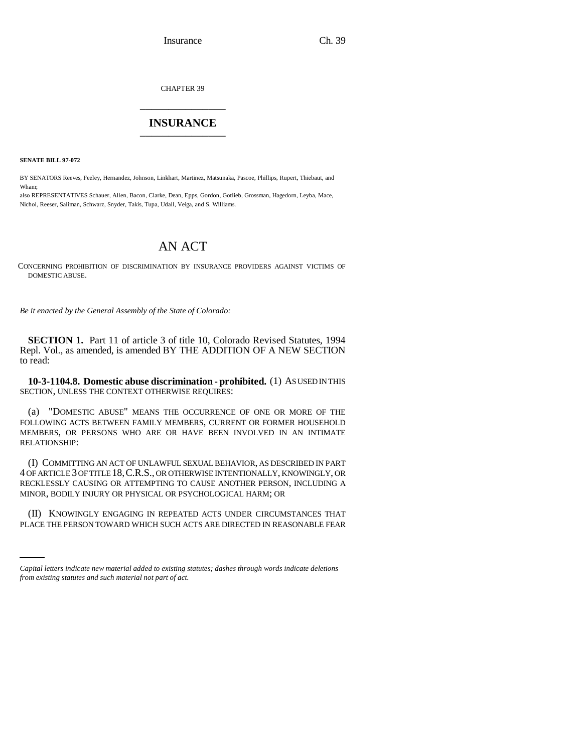CHAPTER 39

# INSURANCE

**SENATE BILL 97-072**

BY SENATORS Reeves, Feeley, Hernandez, Johnson, Linkhart, Martinez, Matsunaka, Pascoe, Phillips, Rupert, Thiebaut, and Wham;

also REPRESENTATIVES Schauer, Allen, Bacon, Clarke, Dean, Epps, Gordon, Gotlieb, Grossman, Hagedorn, Leyba, Mace, Nichol, Reeser, Saliman, Schwarz, Snyder, Takis, Tupa, Udall, Veiga, and S. Williams.

# AN ACT

CONCERNING PROHIBITION OF DISCRIMINATION BY INSURANCE PROVIDERS AGAINST VICTIMS OF DOMESTIC ABUSE.

*Be it enacted by the General Assembly of the State of Colorado:*

**SECTION 1.** Part 11 of article 3 of title 10, Colorado Revised Statutes, 1994 Repl. Vol., as amended, is amended BY THE ADDITION OF A NEW SECTION to read:

**10-3-1104.8. Domestic abuse discrimination - prohibited.** (1) AS USED IN THIS SECTION, UNLESS THE CONTEXT OTHERWISE REQUIRES:

(a) "DOMESTIC ABUSE" MEANS THE OCCURRENCE OF ONE OR MORE OF THE FOLLOWING ACTS BETWEEN FAMILY MEMBERS, CURRENT OR FORMER HOUSEHOLD MEMBERS, OR PERSONS WHO ARE OR HAVE BEEN INVOLVED IN AN INTIMATE RELATIONSHIP:

(I) COMMITTING AN ACT OF UNLAWFUL SEXUAL BEHAVIOR, AS DESCRIBED IN PART 4 OF ARTICLE 3 OF TITLE 18, C.R.S., OR OTHERWISE INTENTIONALLY, KNOWINGLY, OR RECKLESSLY CAUSING OR ATTEMPTING TO CAUSE ANOTHER PERSON, INCLUDING A MINOR, BODILY INJURY OR PHYSICAL OR PSYCHOLOGICAL HARM; OR

(II) KNOWINGLY ENGAGING IN REPEATED ACTS UNDER CIRCUMSTANCES THAT PLACE THE PERSON TOWARD WHICH SUCH ACTS ARE DIRECTED IN REASONABLE FEAR

*Capital letters indicate new material added to existing statutes; dashes through words indicate deletions from existing statutes and such material not part of act.*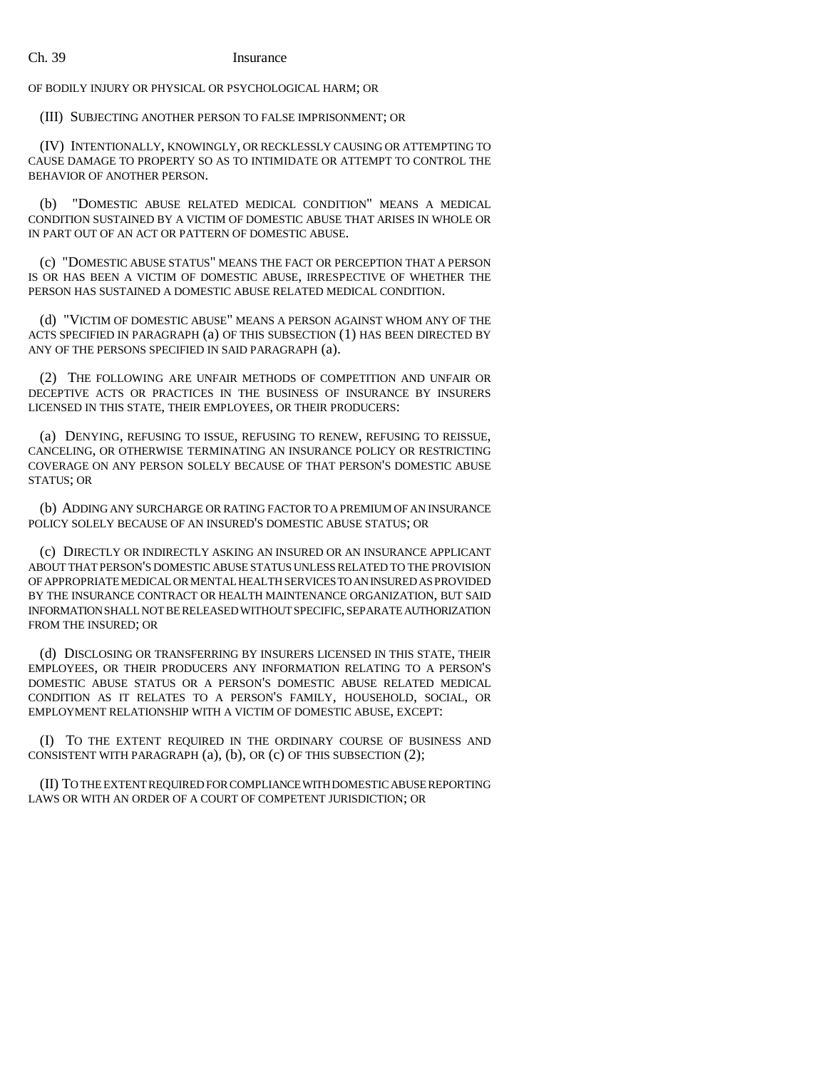OF BODILY INJURY OR PHYSICAL OR PSYCHOLOGICAL HARM; OR

(III) SUBJECTING ANOTHER PERSON TO FALSE IMPRISONMENT; OR

(IV) INTENTIONALLY, KNOWINGLY, OR RECKLESSLY CAUSING OR ATTEMPTING TO CAUSE DAMAGE TO PROPERTY SO AS TO INTIMIDATE OR ATTEMPT TO CONTROL THE BEHAVIOR OF ANOTHER PERSON.

(b) "DOMESTIC ABUSE RELATED MEDICAL CONDITION" MEANS A MEDICAL CONDITION SUSTAINED BY A VICTIM OF DOMESTIC ABUSE THAT ARISES IN WHOLE OR IN PART OUT OF AN ACT OR PATTERN OF DOMESTIC ABUSE.

(c) "DOMESTIC ABUSE STATUS" MEANS THE FACT OR PERCEPTION THAT A PERSON IS OR HAS BEEN A VICTIM OF DOMESTIC ABUSE, IRRESPECTIVE OF WHETHER THE PERSON HAS SUSTAINED A DOMESTIC ABUSE RELATED MEDICAL CONDITION.

(d) "VICTIM OF DOMESTIC ABUSE" MEANS A PERSON AGAINST WHOM ANY OF THE ACTS SPECIFIED IN PARAGRAPH (a) OF THIS SUBSECTION (1) HAS BEEN DIRECTED BY ANY OF THE PERSONS SPECIFIED IN SAID PARAGRAPH (a).

(2) THE FOLLOWING ARE UNFAIR METHODS OF COMPETITION AND UNFAIR OR DECEPTIVE ACTS OR PRACTICES IN THE BUSINESS OF INSURANCE BY INSURERS LICENSED IN THIS STATE, THEIR EMPLOYEES, OR THEIR PRODUCERS:

(a) DENYING, REFUSING TO ISSUE, REFUSING TO RENEW, REFUSING TO REISSUE, CANCELING, OR OTHERWISE TERMINATING AN INSURANCE POLICY OR RESTRICTING COVERAGE ON ANY PERSON SOLELY BECAUSE OF THAT PERSON'S DOMESTIC ABUSE STATUS; OR

(b) ADDING ANY SURCHARGE OR RATING FACTOR TO A PREMIUM OF AN INSURANCE POLICY SOLELY BECAUSE OF AN INSURED'S DOMESTIC ABUSE STATUS; OR

(c) DIRECTLY OR INDIRECTLY ASKING AN INSURED OR AN INSURANCE APPLICANT ABOUT THAT PERSON'S DOMESTIC ABUSE STATUS UNLESS RELATED TO THE PROVISION OF APPROPRIATE MEDICAL OR MENTAL HEALTH SERVICES TO AN INSURED AS PROVIDED BY THE INSURANCE CONTRACT OR HEALTH MAINTENANCE ORGANIZATION, BUT SAID INFORMATION SHALL NOT BE RELEASED WITHOUT SPECIFIC, SEPARATE AUTHORIZATION FROM THE INSURED; OR

(d) DISCLOSING OR TRANSFERRING BY INSURERS LICENSED IN THIS STATE, THEIR EMPLOYEES, OR THEIR PRODUCERS ANY INFORMATION RELATING TO A PERSON'S DOMESTIC ABUSE STATUS OR A PERSON'S DOMESTIC ABUSE RELATED MEDICAL CONDITION AS IT RELATES TO A PERSON'S FAMILY, HOUSEHOLD, SOCIAL, OR EMPLOYMENT RELATIONSHIP WITH A VICTIM OF DOMESTIC ABUSE, EXCEPT:

(I) TO THE EXTENT REQUIRED IN THE ORDINARY COURSE OF BUSINESS AND CONSISTENT WITH PARAGRAPH (a), (b), OR (c) OF THIS SUBSECTION (2);

(II) TO THE EXTENT REQUIRED FOR COMPLIANCE WITH DOMESTIC ABUSE REPORTING LAWS OR WITH AN ORDER OF A COURT OF COMPETENT JURISDICTION; OR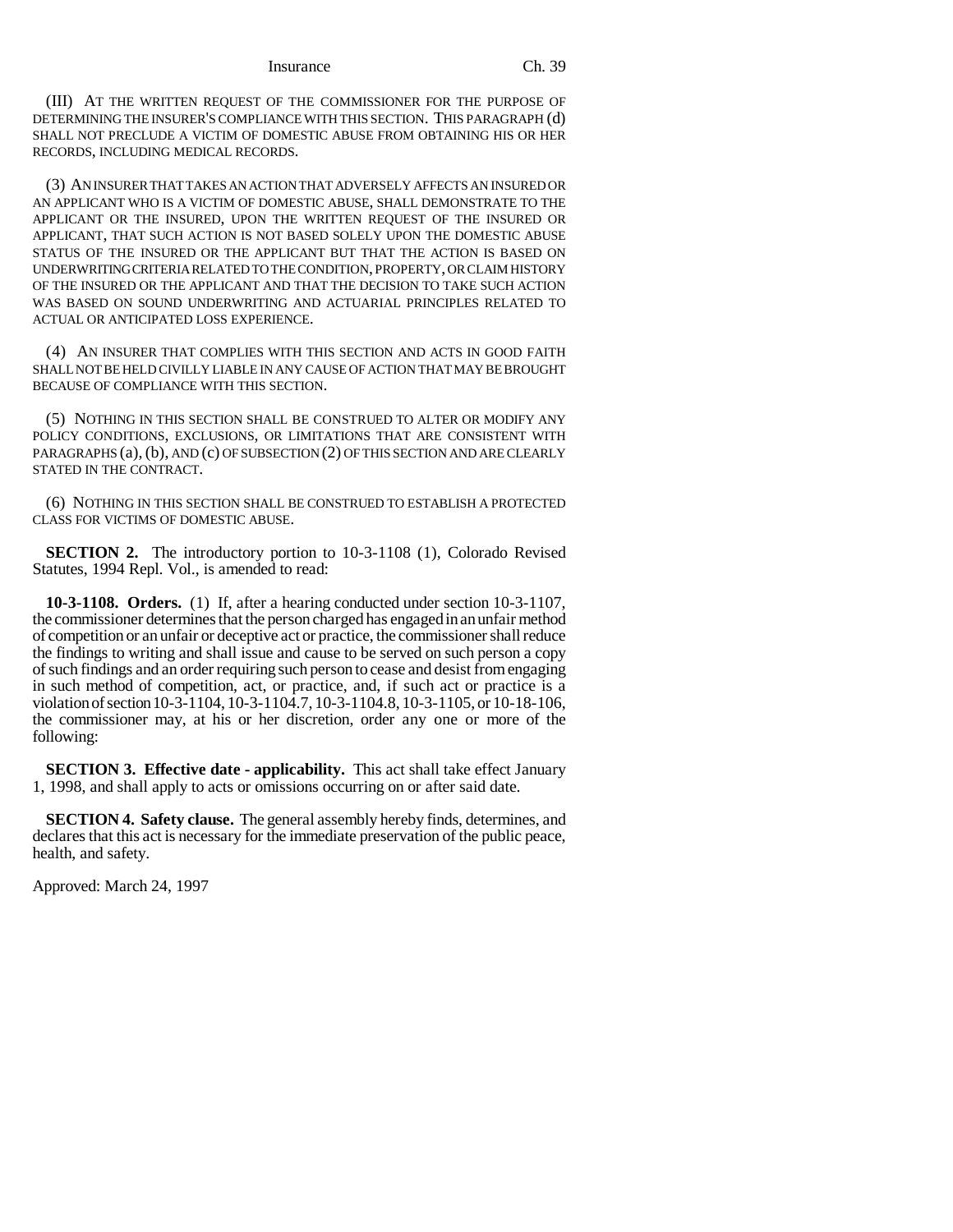(III) AT THE WRITTEN REQUEST OF THE COMMISSIONER FOR THE PURPOSE OF DETERMINING THE INSURER'S COMPLIANCE WITH THIS SECTION. THIS PARAGRAPH (d) SHALL NOT PRECLUDE A VICTIM OF DOMESTIC ABUSE FROM OBTAINING HIS OR HER RECORDS, INCLUDING MEDICAL RECORDS.

(3) AN INSURER THAT TAKES AN ACTION THAT ADVERSELY AFFECTS AN INSURED OR AN APPLICANT WHO IS A VICTIM OF DOMESTIC ABUSE, SHALL DEMONSTRATE TO THE APPLICANT OR THE INSURED, UPON THE WRITTEN REQUEST OF THE INSURED OR APPLICANT, THAT SUCH ACTION IS NOT BASED SOLELY UPON THE DOMESTIC ABUSE STATUS OF THE INSURED OR THE APPLICANT BUT THAT THE ACTION IS BASED ON UNDERWRITING CRITERIA RELATED TO THE CONDITION, PROPERTY, OR CLAIM HISTORY OF THE INSURED OR THE APPLICANT AND THAT THE DECISION TO TAKE SUCH ACTION WAS BASED ON SOUND UNDERWRITING AND ACTUARIAL PRINCIPLES RELATED TO ACTUAL OR ANTICIPATED LOSS EXPERIENCE.

(4) AN INSURER THAT COMPLIES WITH THIS SECTION AND ACTS IN GOOD FAITH SHALL NOT BE HELD CIVILLY LIABLE IN ANY CAUSE OF ACTION THAT MAY BE BROUGHT BECAUSE OF COMPLIANCE WITH THIS SECTION.

(5) NOTHING IN THIS SECTION SHALL BE CONSTRUED TO ALTER OR MODIFY ANY POLICY CONDITIONS, EXCLUSIONS, OR LIMITATIONS THAT ARE CONSISTENT WITH PARAGRAPHS (a), (b), AND (c) OF SUBSECTION (2) OF THIS SECTION AND ARE CLEARLY STATED IN THE CONTRACT.

(6) NOTHING IN THIS SECTION SHALL BE CONSTRUED TO ESTABLISH A PROTECTED CLASS FOR VICTIMS OF DOMESTIC ABUSE.

**SECTION 2.** The introductory portion to 10-3-1108 (1), Colorado Revised Statutes, 1994 Repl. Vol., is amended to read:

**10-3-1108. Orders.** (1) If, after a hearing conducted under section 10-3-1107, the commissioner determines that the person charged has engaged in an unfair method of competition or an unfair or deceptive act or practice, the commissioner shall reduce the findings to writing and shall issue and cause to be served on such person a copy of such findings and an order requiring such person to cease and desist from engaging in such method of competition, act, or practice, and, if such act or practice is a violation of section 10-3-1104, 10-3-1104.7, 10-3-1104.8, 10-3-1105, or 10-18-106, the commissioner may, at his or her discretion, order any one or more of the following:

**SECTION 3. Effective date - applicability.** This act shall take effect January 1, 1998, and shall apply to acts or omissions occurring on or after said date.

**SECTION 4. Safety clause.** The general assembly hereby finds, determines, and declares that this act is necessary for the immediate preservation of the public peace, health, and safety.

Approved: March 24, 1997